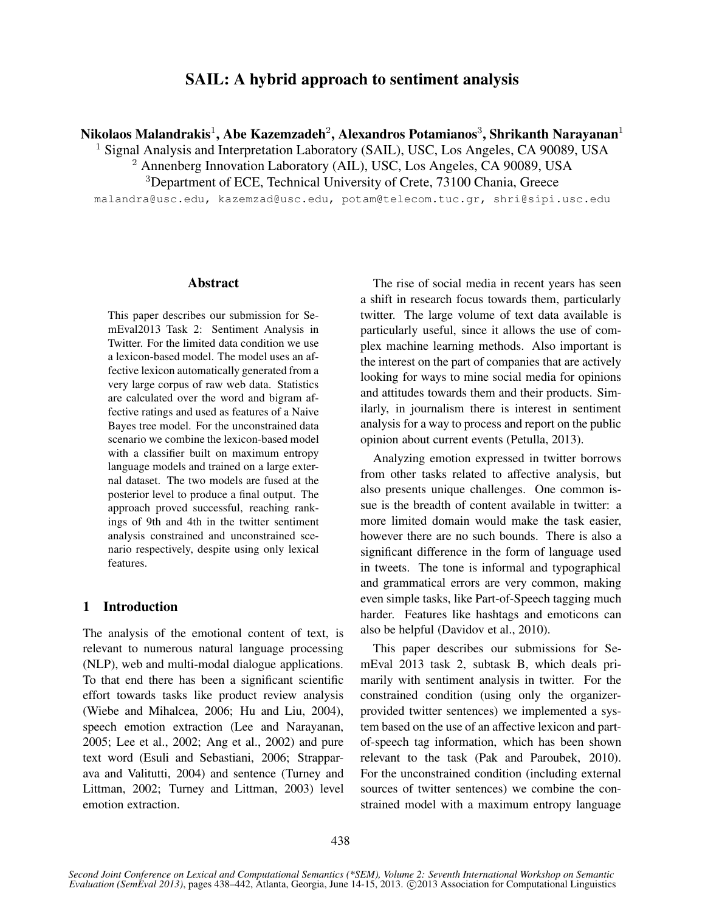# SAIL: A hybrid approach to sentiment analysis

**Nikolaos Malandrakis**[1], **Abe Kazemzadeh**[2], **Alexandros Potamianos**[3], **Shrikanth Narayanan**[1]

[1] Signal Analysis and Interpretation Laboratory (SAIL), USC, Los Angeles, CA 90089, USA

[2] Annenberg Innovation Laboratory (AIL), USC, Los Angeles, CA 90089, USA

[3] Department of ECE, Technical University of Crete, 73100 Chania, Greece

malandra@usc.edu, kazemzad@usc.edu, potam@telecom.tuc.gr, shri@sipi.usc.edu

## Abstract

This paper describes our submission for SemEval2013 Task 2: Sentiment Analysis in Twitter. For the limited data condition we use a lexicon-based model. The model uses an affective lexicon automatically generated from a very large corpus of raw web data. Statistics are calculated over the word and bigram affective ratings and used as features of a Naive Bayes tree model. For the unconstrained data scenario we combine the lexicon-based model with a classifier built on maximum entropy language models and trained on a large external dataset. The two models are fused at the posterior level to produce a final output. The approach proved successful, reaching rankings of 9th and 4th in the twitter sentiment analysis constrained and unconstrained scenario respectively, despite using only lexical features.

## 1 Introduction

The analysis of the emotional content of text, is relevant to numerous natural language processing (NLP), web and multi-modal dialogue applications. To that end there has been a significant scientific effort towards tasks like product review analysis (Wiebe and Mihalcea, 2006; Hu and Liu, 2004), speech emotion extraction (Lee and Narayanan, 2005; Lee et al., 2002; Ang et al., 2002) and pure text word (Esuli and Sebastiani, 2006; Strapparava and Valitutti, 2004) and sentence (Turney and Littman, 2002; Turney and Littman, 2003) level emotion extraction.

The rise of social media in recent years has seen a shift in research focus towards them, particularly twitter. The large volume of text data available is particularly useful, since it allows the use of complex machine learning methods. Also important is the interest on the part of companies that are actively looking for ways to mine social media for opinions and attitudes towards them and their products. Similarly, in journalism there is interest in sentiment analysis for a way to process and report on the public opinion about current events (Petulla, 2013).

Analyzing emotion expressed in twitter borrows from other tasks related to affective analysis, but also presents unique challenges. One common issue is the breadth of content available in twitter: a more limited domain would make the task easier, however there are no such bounds. There is also a significant difference in the form of language used in tweets. The tone is informal and typographical and grammatical errors are very common, making even simple tasks, like Part-of-Speech tagging much harder. Features like hashtags and emoticons can also be helpful (Davidov et al., 2010).

This paper describes our submissions for SemEval 2013 task 2, subtask B, which deals primarily with sentiment analysis in twitter. For the constrained condition (using only the organizer-provided twitter sentences) we implemented a system based on the use of an affective lexicon and part-of-speech tag information, which has been shown relevant to the task (Pak and Paroubek, 2010). For the unconstrained condition (including external sources of twitter sentences) we combine the constrained model with a maximum entropy language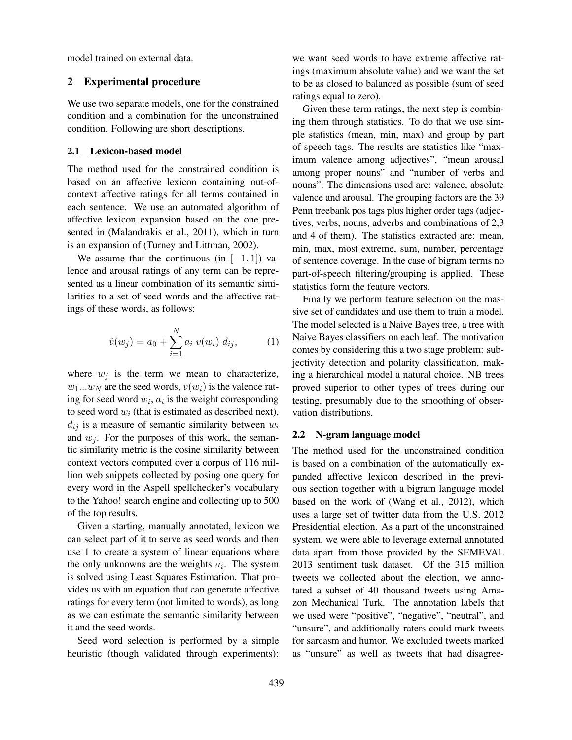model trained on external data.

## 2 Experimental procedure

We use two separate models, one for the constrained condition and a combination for the unconstrained condition. Following are short descriptions.

### 2.1 Lexicon-based model

The method used for the constrained condition is based on an affective lexicon containing out-of-context affective ratings for all terms contained in each sentence. We use an automated algorithm of affective lexicon expansion based on the one presented in (Malandrakis et al., 2011), which in turn is an expansion of (Turney and Littman, 2002).

We assume that the continuous (in $[-1, 1]$) valence and arousal ratings of any term can be represented as a linear combination of its semantic similarities to a set of seed words and the affective ratings of these words, as follows:

$$\hat{v}(w_j) = a_0 + \sum_{i=1}^{N} a_i \; v(w_i) \; d_{ij}, \qquad (1)$$

where $w_j$ is the term we mean to characterize, $w_1 ... w_N$ are the seed words, $v(w_i)$ is the valence rating for seed word $w_i$, $a_i$ is the weight corresponding to seed word $w_i$ (that is estimated as described next), $d_{ij}$ is a measure of semantic similarity between $w_i$ and $w_j$. For the purposes of this work, the semantic similarity metric is the cosine similarity between context vectors computed over a corpus of 116 million web snippets collected by posing one query for every word in the Aspell spellchecker's vocabulary to the Yahoo! search engine and collecting up to 500 of the top results.

Given a starting, manually annotated, lexicon we can select part of it to serve as seed words and then use 1 to create a system of linear equations where the only unknowns are the weights $a_i$. The system is solved using Least Squares Estimation. That provides us with an equation that can generate affective ratings for every term (not limited to words), as long as we can estimate the semantic similarity between it and the seed words.

Seed word selection is performed by a simple heuristic (though validated through experiments): we want seed words to have extreme affective ratings (maximum absolute value) and we want the set to be as closed to balanced as possible (sum of seed ratings equal to zero).

Given these term ratings, the next step is combining them through statistics. To do that we use simple statistics (mean, min, max) and group by part of speech tags. The results are statistics like "maximum valence among adjectives", "mean arousal among proper nouns" and "number of verbs and nouns". The dimensions used are: valence, absolute valence and arousal. The grouping factors are the 39 Penn treebank pos tags plus higher order tags (adjectives, verbs, nouns, adverbs and combinations of 2,3 and 4 of them). The statistics extracted are: mean, min, max, most extreme, sum, number, percentage of sentence coverage. In the case of bigram terms no part-of-speech filtering/grouping is applied. These statistics form the feature vectors.

Finally we perform feature selection on the massive set of candidates and use them to train a model. The model selected is a Naive Bayes tree, a tree with Naive Bayes classifiers on each leaf. The motivation comes by considering this a two stage problem: subjectivity detection and polarity classification, making a hierarchical model a natural choice. NB trees proved superior to other types of trees during our testing, presumably due to the smoothing of observation distributions.

### 2.2 N-gram language model

The method used for the unconstrained condition is based on a combination of the automatically expanded affective lexicon described in the previous section together with a bigram language model based on the work of (Wang et al., 2012), which uses a large set of twitter data from the U.S. 2012 Presidential election. As a part of the unconstrained system, we were able to leverage external annotated data apart from those provided by the SEMEVAL 2013 sentiment task dataset. Of the 315 million tweets we collected about the election, we annotated a subset of 40 thousand tweets using Amazon Mechanical Turk. The annotation labels that we used were "positive", "negative", "neutral", and "unsure", and additionally raters could mark tweets for sarcasm and humor. We excluded tweets marked as "unsure" as well as tweets that had disagree-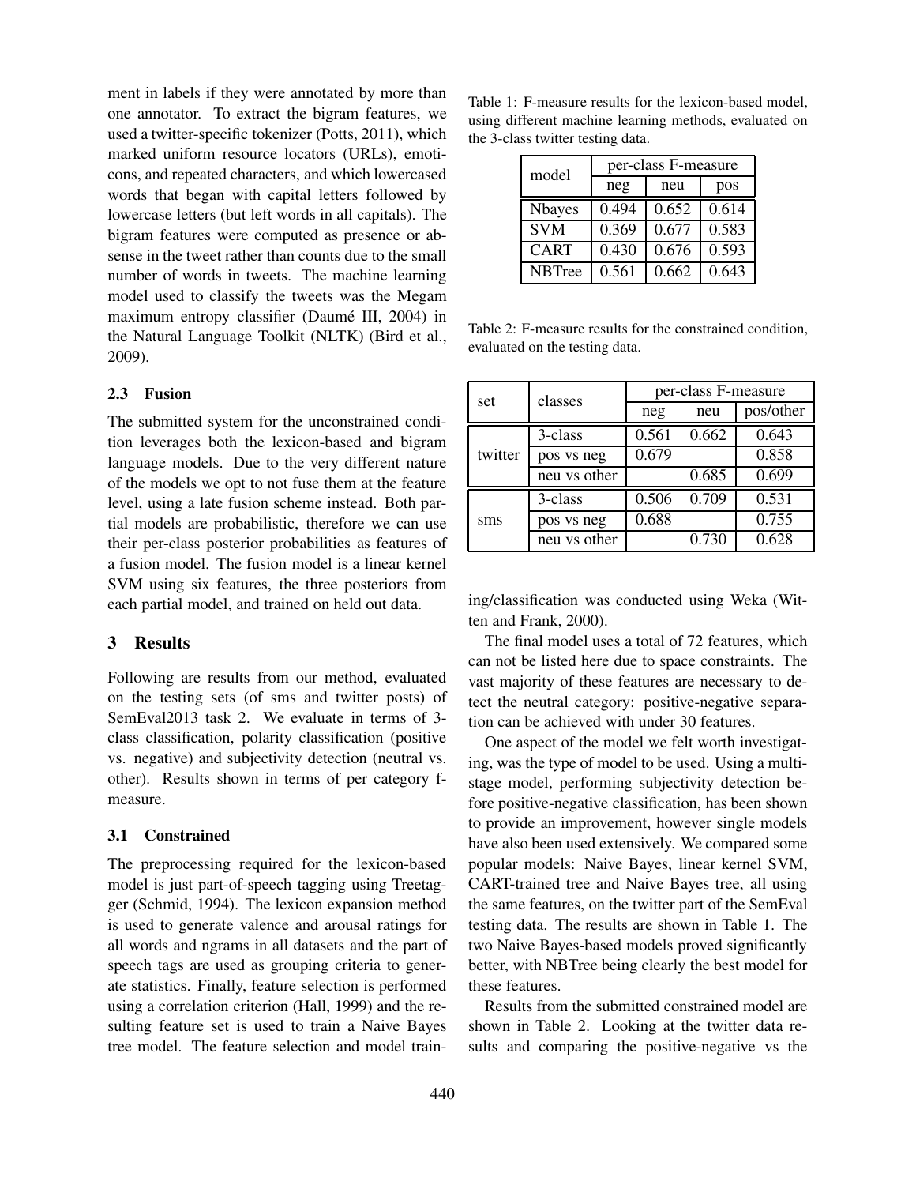ment in labels if they were annotated by more than one annotator. To extract the bigram features, we used a twitter-specific tokenizer (Potts, 2011), which marked uniform resource locators (URLs), emoticons, and repeated characters, and which lowercased words that began with capital letters followed by lowercase letters (but left words in all capitals). The bigram features were computed as presence or absense in the tweet rather than counts due to the small number of words in tweets. The machine learning model used to classify the tweets was the Megam maximum entropy classifier (Daumé III, 2004) in the Natural Language Toolkit (NLTK) (Bird et al., 2009).

### 2.3 Fusion

The submitted system for the unconstrained condition leverages both the lexicon-based and bigram language models. Due to the very different nature of the models we opt to not fuse them at the feature level, using a late fusion scheme instead. Both partial models are probabilistic, therefore we can use their per-class posterior probabilities as features of a fusion model. The fusion model is a linear kernel SVM using six features, the three posteriors from each partial model, and trained on held out data.

## 3 Results

Following are results from our method, evaluated on the testing sets (of sms and twitter posts) of SemEval2013 task 2. We evaluate in terms of 3-class classification, polarity classification (positive vs. negative) and subjectivity detection (neutral vs. other). Results shown in terms of per category f-measure.

### 3.1 Constrained

The preprocessing required for the lexicon-based model is just part-of-speech tagging using Treetagger (Schmid, 1994). The lexicon expansion method is used to generate valence and arousal ratings for all words and ngrams in all datasets and the part of speech tags are used as grouping criteria to generate statistics. Finally, feature selection is performed using a correlation criterion (Hall, 1999) and the resulting feature set is used to train a Naive Bayes tree model. The feature selection and model training/classification was conducted using Weka (Witten and Frank, 2000).

Table 1: F-measure results for the lexicon-based model, using different machine learning methods, evaluated on the 3-class twitter testing data.

| model | per-class F-measure | | |
|---|---|---|---|
| | neg | neu | pos |
| Nbayes | 0.494 | 0.652 | 0.614 |
| SVM | 0.369 | 0.677 | 0.583 |
| CART | 0.430 | 0.676 | 0.593 |
| NBTree | 0.561 | 0.662 | 0.643 |

Table 2: F-measure results for the constrained condition, evaluated on the testing data.

| set | classes | per-class F-measure | | |
|---|---|---|---|---|
| | | neg | neu | pos/other |
| twitter | 3-class | 0.561 | 0.662 | 0.643 |
| | pos vs neg | 0.679 | | 0.858 |
| | neu vs other | | 0.685 | 0.699 |
| sms | 3-class | 0.506 | 0.709 | 0.531 |
| | pos vs neg | 0.688 | | 0.755 |
| | neu vs other | | 0.730 | 0.628 |

The final model uses a total of 72 features, which can not be listed here due to space constraints. The vast majority of these features are necessary to detect the neutral category: positive-negative separation can be achieved with under 30 features.

One aspect of the model we felt worth investigating, was the type of model to be used. Using a multi-stage model, performing subjectivity detection before positive-negative classification, has been shown to provide an improvement, however single models have also been used extensively. We compared some popular models: Naive Bayes, linear kernel SVM, CART-trained tree and Naive Bayes tree, all using the same features, on the twitter part of the SemEval testing data. The results are shown in Table 1. The two Naive Bayes-based models proved significantly better, with NBTree being clearly the best model for these features.

Results from the submitted constrained model are shown in Table 2. Looking at the twitter data results and comparing the positive-negative vs the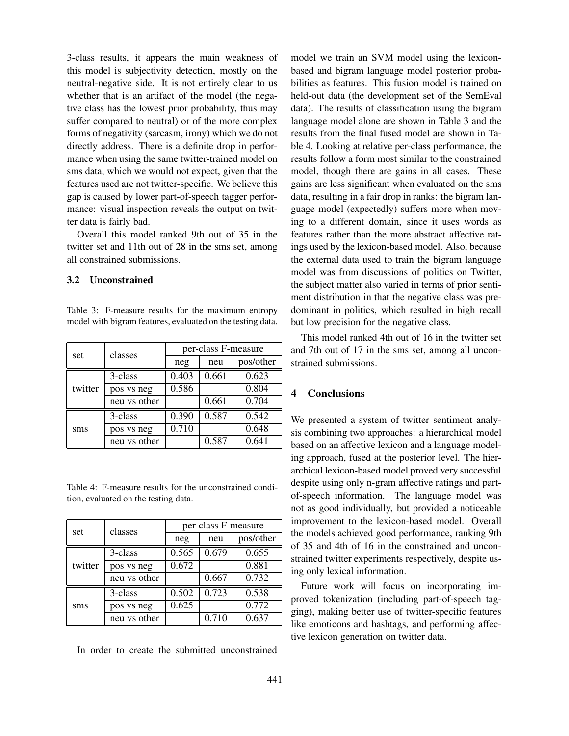3-class results, it appears the main weakness of this model is subjectivity detection, mostly on the neutral-negative side. It is not entirely clear to us whether that is an artifact of the model (the negative class has the lowest prior probability, thus may suffer compared to neutral) or of the more complex forms of negativity (sarcasm, irony) which we do not directly address. There is a definite drop in performance when using the same twitter-trained model on sms data, which we would not expect, given that the features used are not twitter-specific. We believe this gap is caused by lower part-of-speech tagger performance: visual inspection reveals the output on twitter data is fairly bad.

Overall this model ranked 9th out of 35 in the twitter set and 11th out of 28 in the sms set, among all constrained submissions.

### 3.2 Unconstrained

Table 3: F-measure results for the maximum entropy model with bigram features, evaluated on the testing data.

| set | classes | per-class F-measure | | |
|---|---|---|---|---|
| | | neg | neu | pos/other |
| twitter | 3-class | 0.403 | 0.661 | 0.623 |
| | pos vs neg | 0.586 | | 0.804 |
| | neu vs other | | 0.661 | 0.704 |
| sms | 3-class | 0.390 | 0.587 | 0.542 |
| | pos vs neg | 0.710 | | 0.648 |
| | neu vs other | | 0.587 | 0.641 |

Table 4: F-measure results for the unconstrained condition, evaluated on the testing data.

| set | classes | per-class F-measure | | |
|---|---|---|---|---|
| | | neg | neu | pos/other |
| twitter | 3-class | 0.565 | 0.679 | 0.655 |
| | pos vs neg | 0.672 | | 0.881 |
| | neu vs other | | 0.667 | 0.732 |
| sms | 3-class | 0.502 | 0.723 | 0.538 |
| | pos vs neg | 0.625 | | 0.772 |
| | neu vs other | | 0.710 | 0.637 |

In order to create the submitted unconstrained model we train an SVM model using the lexicon-based and bigram language model posterior probabilities as features. This fusion model is trained on held-out data (the development set of the SemEval data). The results of classification using the bigram language model alone are shown in Table 3 and the results from the final fused model are shown in Table 4. Looking at relative per-class performance, the results follow a form most similar to the constrained model, though there are gains in all cases. These gains are less significant when evaluated on the sms data, resulting in a fair drop in ranks: the bigram language model (expectedly) suffers more when moving to a different domain, since it uses words as features rather than the more abstract affective ratings used by the lexicon-based model. Also, because the external data used to train the bigram language model was from discussions of politics on Twitter, the subject matter also varied in terms of prior sentiment distribution in that the negative class was predominant in politics, which resulted in high recall but low precision for the negative class.

This model ranked 4th out of 16 in the twitter set and 7th out of 17 in the sms set, among all unconstrained submissions.

## 4 Conclusions

We presented a system of twitter sentiment analysis combining two approaches: a hierarchical model based on an affective lexicon and a language modeling approach, fused at the posterior level. The hierarchical lexicon-based model proved very successful despite using only n-gram affective ratings and part-of-speech information. The language model was not as good individually, but provided a noticeable improvement to the lexicon-based model. Overall the models achieved good performance, ranking 9th of 35 and 4th of 16 in the constrained and unconstrained twitter experiments respectively, despite using only lexical information.

Future work will focus on incorporating improved tokenization (including part-of-speech tagging), making better use of twitter-specific features like emoticons and hashtags, and performing affective lexicon generation on twitter data.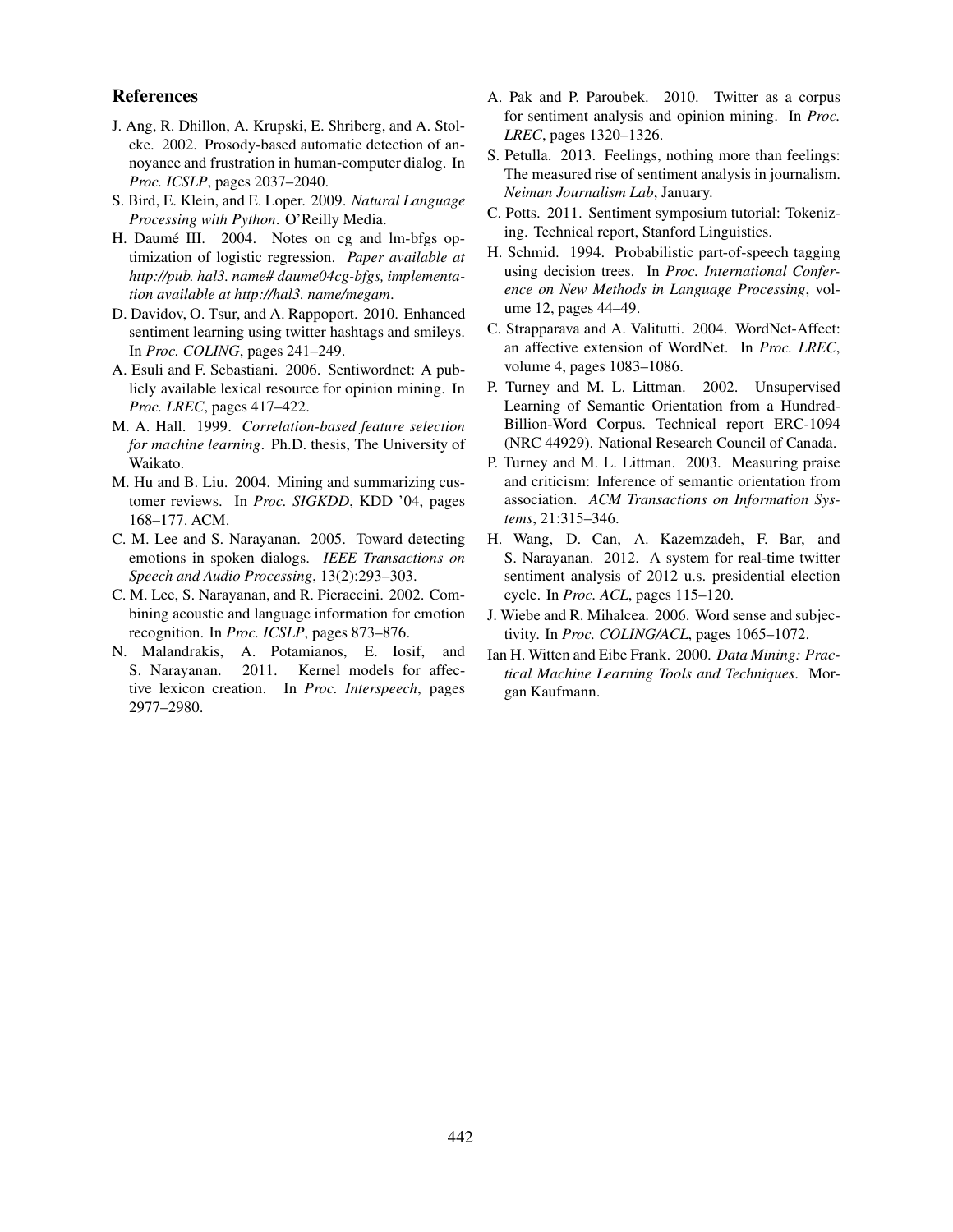## References

J. Ang, R. Dhillon, A. Krupski, E. Shriberg, and A. Stolcke. 2002. Prosody-based automatic detection of annoyance and frustration in human-computer dialog. In *Proc. ICSLP*, pages 2037–2040.

S. Bird, E. Klein, and E. Loper. 2009. *Natural Language Processing with Python*. O'Reilly Media.

H. Daumé III. 2004. Notes on cg and lm-bfgs optimization of logistic regression. *Paper available at http://pub. hal3. name# daume04cg-bfgs, implementation available at http://hal3. name/megam*.

D. Davidov, O. Tsur, and A. Rappoport. 2010. Enhanced sentiment learning using twitter hashtags and smileys. In *Proc. COLING*, pages 241–249.

A. Esuli and F. Sebastiani. 2006. Sentiwordnet: A publicly available lexical resource for opinion mining. In *Proc. LREC*, pages 417–422.

M. A. Hall. 1999. *Correlation-based feature selection for machine learning*. Ph.D. thesis, The University of Waikato.

M. Hu and B. Liu. 2004. Mining and summarizing customer reviews. In *Proc. SIGKDD*, KDD '04, pages 168–177. ACM.

C. M. Lee and S. Narayanan. 2005. Toward detecting emotions in spoken dialogs. *IEEE Transactions on Speech and Audio Processing*, 13(2):293–303.

C. M. Lee, S. Narayanan, and R. Pieraccini. 2002. Combining acoustic and language information for emotion recognition. In *Proc. ICSLP*, pages 873–876.

N. Malandrakis, A. Potamianos, E. Iosif, and S. Narayanan. 2011. Kernel models for affective lexicon creation. In *Proc. Interspeech*, pages 2977–2980.

A. Pak and P. Paroubek. 2010. Twitter as a corpus for sentiment analysis and opinion mining. In *Proc. LREC*, pages 1320–1326.

S. Petulla. 2013. Feelings, nothing more than feelings: The measured rise of sentiment analysis in journalism. *Neiman Journalism Lab*, January.

C. Potts. 2011. Sentiment symposium tutorial: Tokenizing. Technical report, Stanford Linguistics.

H. Schmid. 1994. Probabilistic part-of-speech tagging using decision trees. In *Proc. International Conference on New Methods in Language Processing*, volume 12, pages 44–49.

C. Strapparava and A. Valitutti. 2004. WordNet-Affect: an affective extension of WordNet. In *Proc. LREC*, volume 4, pages 1083–1086.

P. Turney and M. L. Littman. 2002. Unsupervised Learning of Semantic Orientation from a Hundred-Billion-Word Corpus. Technical report ERC-1094 (NRC 44929). National Research Council of Canada.

P. Turney and M. L. Littman. 2003. Measuring praise and criticism: Inference of semantic orientation from association. *ACM Transactions on Information Systems*, 21:315–346.

H. Wang, D. Can, A. Kazemzadeh, F. Bar, and S. Narayanan. 2012. A system for real-time twitter sentiment analysis of 2012 u.s. presidential election cycle. In *Proc. ACL*, pages 115–120.

J. Wiebe and R. Mihalcea. 2006. Word sense and subjectivity. In *Proc. COLING/ACL*, pages 1065–1072.

Ian H. Witten and Eibe Frank. 2000. *Data Mining: Practical Machine Learning Tools and Techniques*. Morgan Kaufmann.